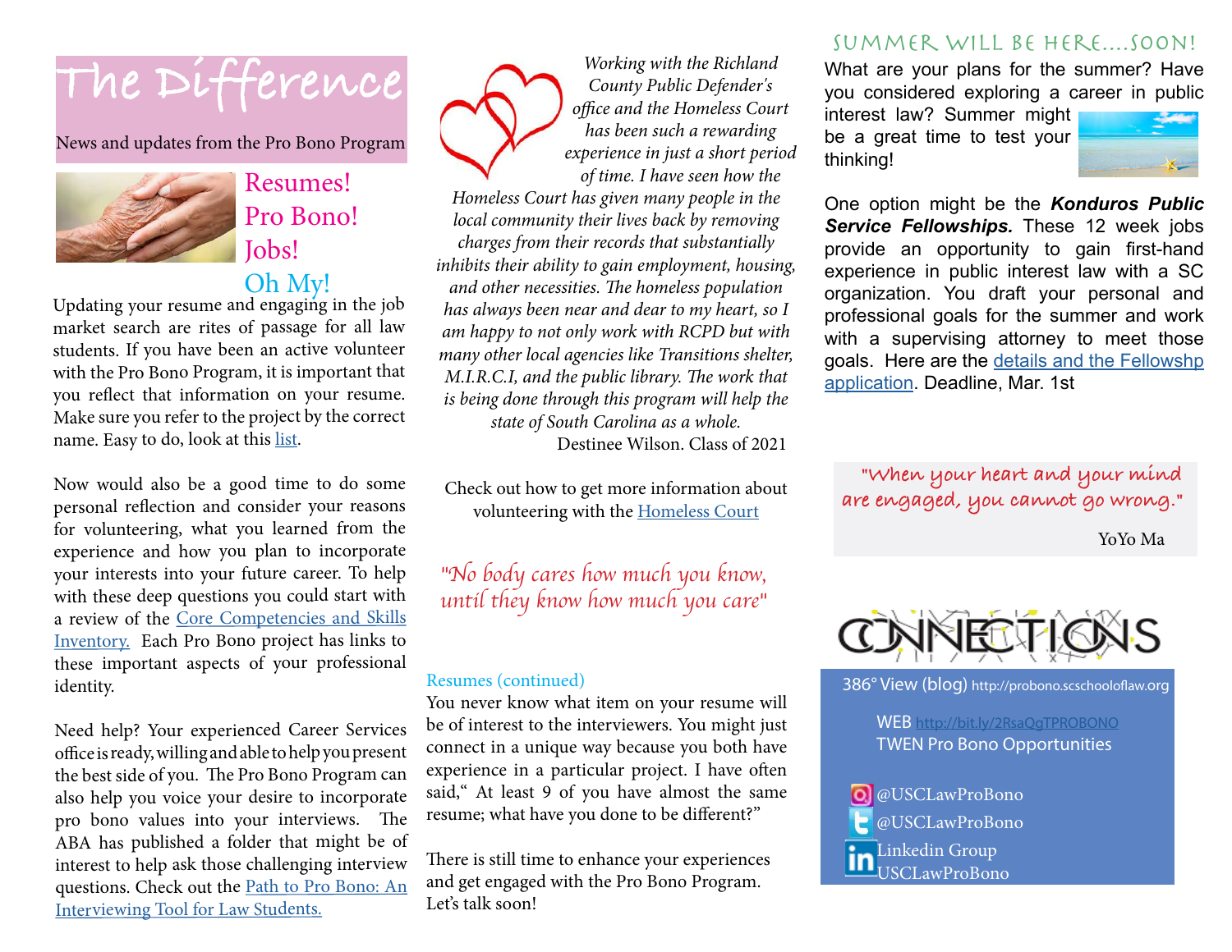# The Difference

News and updates from the Pro Bono Program

## Resumes! Pro Bono! Jobs! Oh My!

Updating your resume and engaging in the job market search are rites of passage for all law students. If you have been an active volunteer with the Pro Bono Program, it is important that you reflect that information on your resume. Make sure you refer to the project by the correct name. Easy to do, look at this list.

Now would also be a good time to do some personal reflection and consider your reasons for volunteering, what you learned from the experience and how you plan to incorporate your interests into your future career. To help with these deep questions you could start with a review of the Core Competencies and Skills Inventory. Each Pro Bono project has links to these important aspects of your professional identity.

Need help? Your experienced Career Services office is ready, willing and able to help you present the best side of you. The Pro Bono Program can also help you voice your desire to incorporate pro bono values into your interviews. The ABA has published a folder that might be of interest to help ask those challenging interview questions. Check out the Path to Pro Bono: An Interviewing Tool for Law Students.

*Working with the Richland County Public Defender's office and the Homeless Court has been such a rewarding experience in just a short period of time. I have seen how the Homeless Court has given many people in the local community their lives back by removing charges from their records that substantially inhibits their ability to gain employment, housing, and other necessities. The homeless population has always been near and dear to my heart, so I am happy to not only work with RCPD but with many other local agencies like Transitions shelter, M.I.R.C.I, and the public library. The work that is being done through this program will help the state of South Carolina as a whole.*

Destinee Wilson. Class of 2021

Check out how to get more information about volunteering with the Homeless Court

*"No body cares how much you know, until they know how much you care"*

### Resumes (continued)

You never know what item on your resume will be of interest to the interviewers. You might just connect in a unique way because you both have experience in a particular project. I have often said," At least 9 of you have almost the same resume; what have you done to be different?"

There is still time to enhance your experiences and get engaged with the Pro Bono Program. Let's talk soon!

## Summer will be here....soon!

What are your plans for the summer? Have you considered exploring a career in public interest law? Summer might be a great time to test your thinking!

One option might be the ***Konduros Public Service Fellowships.*** These 12 week jobs provide an opportunity to gain first-hand experience in public interest law with a SC organization. You draft your personal and professional goals for the summer and work with a supervising attorney to meet those goals. Here are the details and the Fellowshp application. Deadline, Mar. 1st

*"When your heart and your mind are engaged, you cannot go wrong."*

YoYo Ma

## CONNECTIONS

386° View (blog) http://probono.scschooloflaw.org

WEB http://bit.ly/2RsaQgTPROBONO
TWEN Pro Bono Opportunities

@USCLawProBono
@USCLawProBono
Linkedin Group USCLawProBono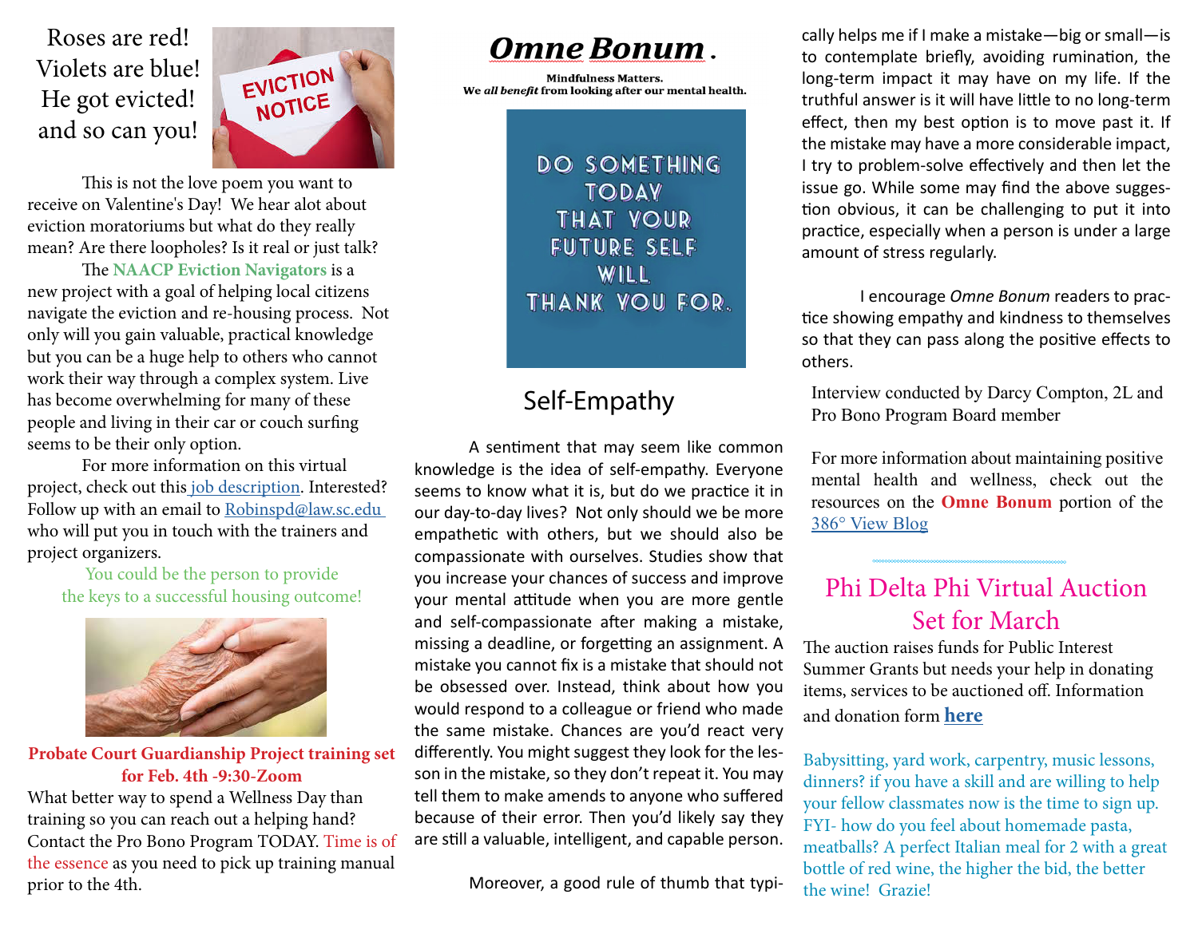Roses are red!
Violets are blue!
He got evicted!
and so can you!

This is not the love poem you want to receive on Valentine's Day! We hear alot about eviction moratoriums but what do they really mean? Are there loopholes? Is it real or just talk?

The **NAACP Eviction Navigators** is a new project with a goal of helping local citizens navigate the eviction and re-housing process. Not only will you gain valuable, practical knowledge but you can be a huge help to others who cannot work their way through a complex system. Live has become overwhelming for many of these people and living in their car or couch surfing seems to be their only option.

For more information on this virtual project, check out this job description. Interested? Follow up with an email to Robinspd@law.sc.edu who will put you in touch with the trainers and project organizers.

You could be the person to provide the keys to a successful housing outcome!

**Probate Court Guardianship Project training set for Feb. 4th -9:30-Zoom**

What better way to spend a Wellness Day than training so you can reach out a helping hand? Contact the Pro Bono Program TODAY. Time is of the essence as you need to pick up training manual prior to the 4th.

# *Omne Bonum*.

**Mindfulness Matters.**
**We *all benefit* from looking after our mental health.**

DO SOMETHING TODAY THAT YOUR FUTURE SELF WILL THANK YOU FOR.

## Self-Empathy

A sentiment that may seem like common knowledge is the idea of self-empathy. Everyone seems to know what it is, but do we practice it in our day-to-day lives? Not only should we be more empathetic with others, but we should also be compassionate with ourselves. Studies show that you increase your chances of success and improve your mental attitude when you are more gentle and self-compassionate after making a mistake, missing a deadline, or forgetting an assignment. A mistake you cannot fix is a mistake that should not be obsessed over. Instead, think about how you would respond to a colleague or friend who made the same mistake. Chances are you'd react very differently. You might suggest they look for the lesson in the mistake, so they don't repeat it. You may tell them to make amends to anyone who suffered because of their error. Then you'd likely say they are still a valuable, intelligent, and capable person.

Moreover, a good rule of thumb that typically helps me if I make a mistake—big or small—is to contemplate briefly, avoiding rumination, the long-term impact it may have on my life. If the truthful answer is it will have little to no long-term effect, then my best option is to move past it. If the mistake may have a more considerable impact, I try to problem-solve effectively and then let the issue go. While some may find the above suggestion obvious, it can be challenging to put it into practice, especially when a person is under a large amount of stress regularly.

I encourage *Omne Bonum* readers to practice showing empathy and kindness to themselves so that they can pass along the positive effects to others.

Interview conducted by Darcy Compton, 2L and Pro Bono Program Board member

For more information about maintaining positive mental health and wellness, check out the resources on the **Omne Bonum** portion of the 386° View Blog

## Phi Delta Phi Virtual Auction Set for March

The auction raises funds for Public Interest Summer Grants but needs your help in donating items, services to be auctioned off. Information and donation form **here**

Babysitting, yard work, carpentry, music lessons, dinners? if you have a skill and are willing to help your fellow classmates now is the time to sign up. FYI- how do you feel about homemade pasta, meatballs? A perfect Italian meal for 2 with a great bottle of red wine, the higher the bid, the better the wine! Grazie!